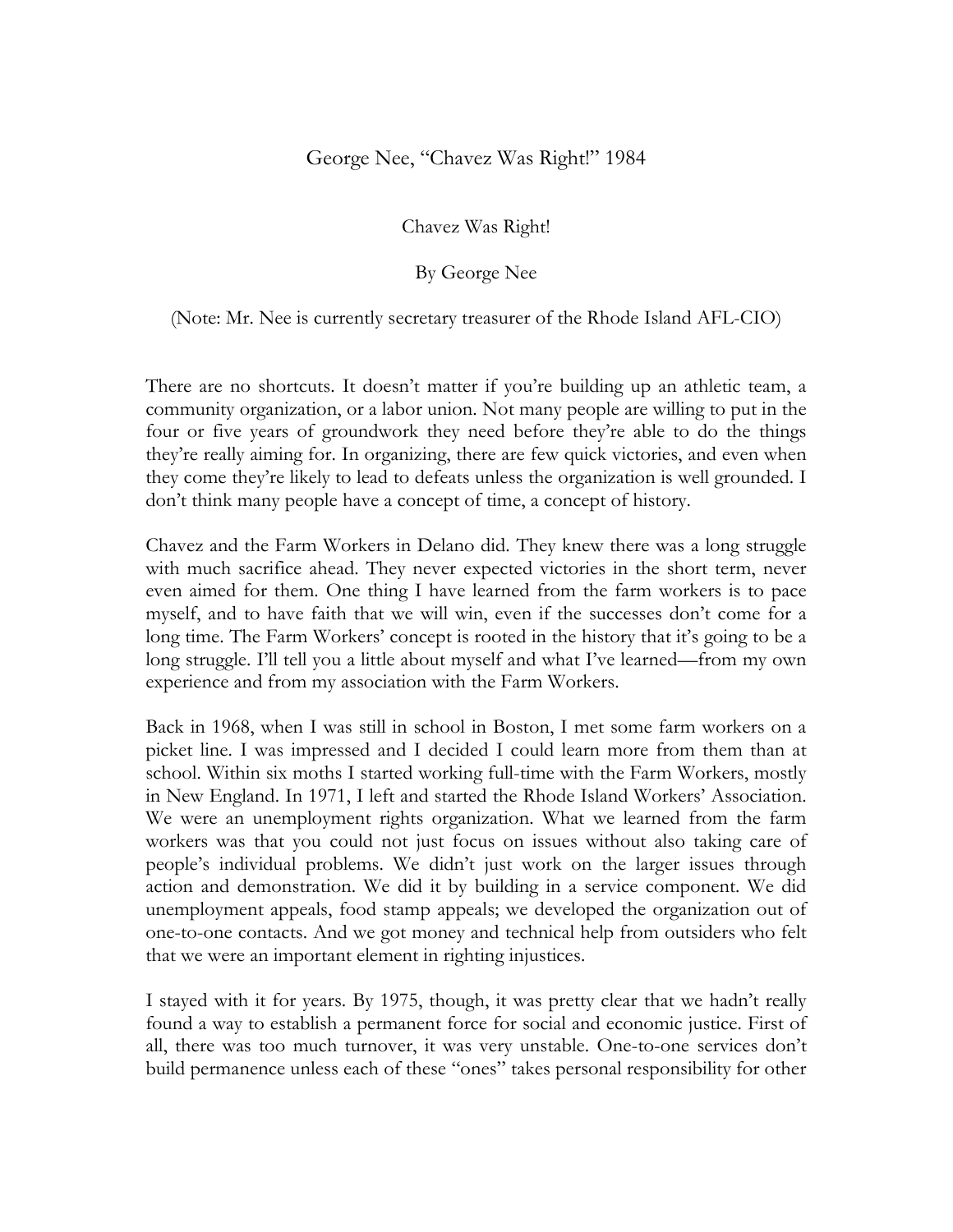George Nee, "Chavez Was Right!" 1984

# Chavez Was Right!

By George Nee

(Note: Mr. Nee is currently secretary treasurer of the Rhode Island AFL-CIO)

There are no shortcuts. It doesn't matter if you're building up an athletic team, a community organization, or a labor union. Not many people are willing to put in the four or five years of groundwork they need before they're able to do the things they're really aiming for. In organizing, there are few quick victories, and even when they come they're likely to lead to defeats unless the organization is well grounded. I don't think many people have a concept of time, a concept of history.

Chavez and the Farm Workers in Delano did. They knew there was a long struggle with much sacrifice ahead. They never expected victories in the short term, never even aimed for them. One thing I have learned from the farm workers is to pace myself, and to have faith that we will win, even if the successes don't come for a long time. The Farm Workers' concept is rooted in the history that it's going to be a long struggle. I'll tell you a little about myself and what I've learned—from my own experience and from my association with the Farm Workers.

Back in 1968, when I was still in school in Boston, I met some farm workers on a picket line. I was impressed and I decided I could learn more from them than at school. Within six moths I started working full-time with the Farm Workers, mostly in New England. In 1971, I left and started the Rhode Island Workers' Association. We were an unemployment rights organization. What we learned from the farm workers was that you could not just focus on issues without also taking care of people's individual problems. We didn't just work on the larger issues through action and demonstration. We did it by building in a service component. We did unemployment appeals, food stamp appeals; we developed the organization out of one-to-one contacts. And we got money and technical help from outsiders who felt that we were an important element in righting injustices.

I stayed with it for years. By 1975, though, it was pretty clear that we hadn't really found a way to establish a permanent force for social and economic justice. First of all, there was too much turnover, it was very unstable. One-to-one services don't build permanence unless each of these "ones" takes personal responsibility for other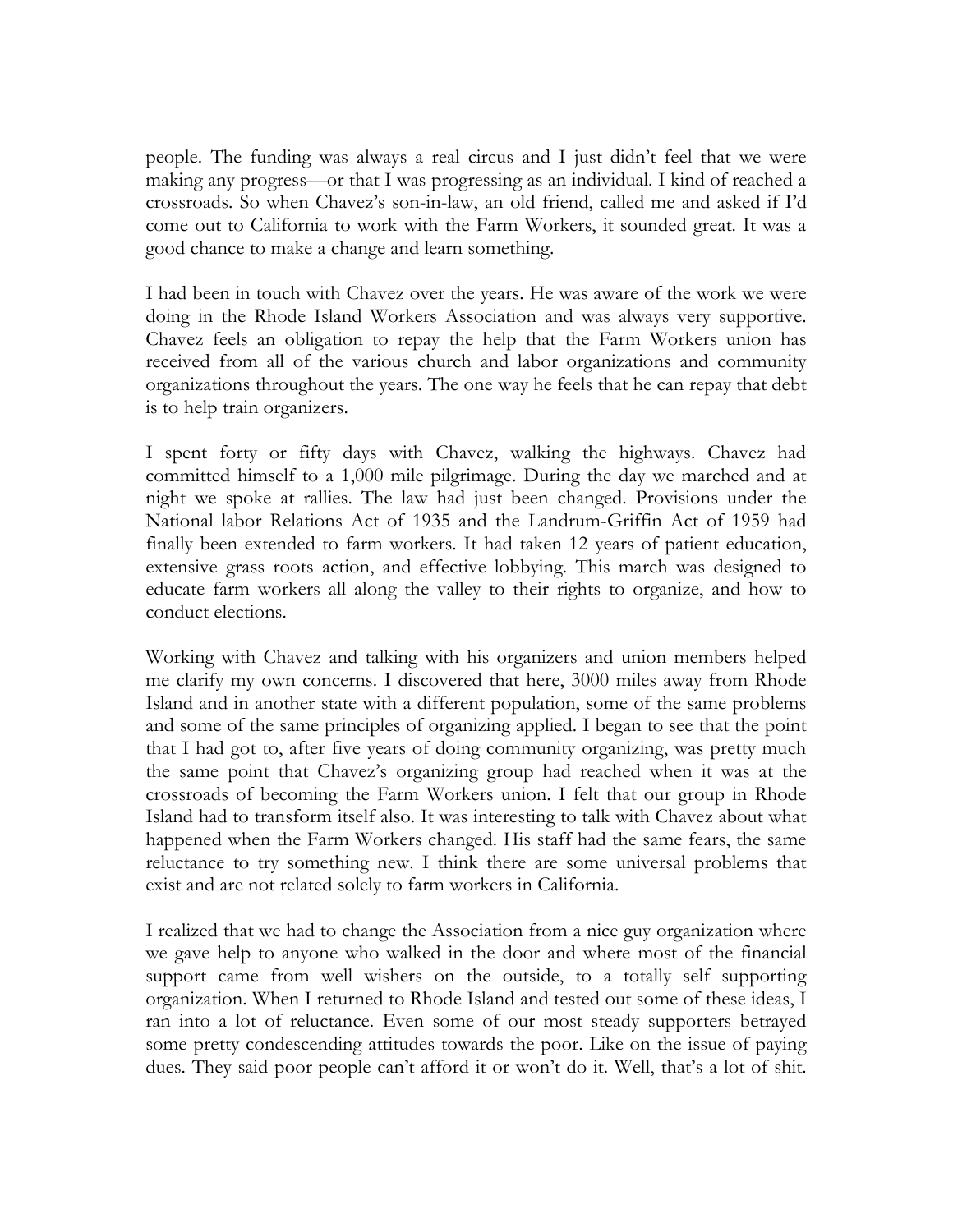people. The funding was always a real circus and I just didn't feel that we were making any progress—or that I was progressing as an individual. I kind of reached a crossroads. So when Chavez's son-in-law, an old friend, called me and asked if I'd come out to California to work with the Farm Workers, it sounded great. It was a good chance to make a change and learn something.

I had been in touch with Chavez over the years. He was aware of the work we were doing in the Rhode Island Workers Association and was always very supportive. Chavez feels an obligation to repay the help that the Farm Workers union has received from all of the various church and labor organizations and community organizations throughout the years. The one way he feels that he can repay that debt is to help train organizers.

I spent forty or fifty days with Chavez, walking the highways. Chavez had committed himself to a 1,000 mile pilgrimage. During the day we marched and at night we spoke at rallies. The law had just been changed. Provisions under the National labor Relations Act of 1935 and the Landrum-Griffin Act of 1959 had finally been extended to farm workers. It had taken 12 years of patient education, extensive grass roots action, and effective lobbying. This march was designed to educate farm workers all along the valley to their rights to organize, and how to conduct elections.

Working with Chavez and talking with his organizers and union members helped me clarify my own concerns. I discovered that here, 3000 miles away from Rhode Island and in another state with a different population, some of the same problems and some of the same principles of organizing applied. I began to see that the point that I had got to, after five years of doing community organizing, was pretty much the same point that Chavez's organizing group had reached when it was at the crossroads of becoming the Farm Workers union. I felt that our group in Rhode Island had to transform itself also. It was interesting to talk with Chavez about what happened when the Farm Workers changed. His staff had the same fears, the same reluctance to try something new. I think there are some universal problems that exist and are not related solely to farm workers in California.

I realized that we had to change the Association from a nice guy organization where we gave help to anyone who walked in the door and where most of the financial support came from well wishers on the outside, to a totally self supporting organization. When I returned to Rhode Island and tested out some of these ideas, I ran into a lot of reluctance. Even some of our most steady supporters betrayed some pretty condescending attitudes towards the poor. Like on the issue of paying dues. They said poor people can't afford it or won't do it. Well, that's a lot of shit.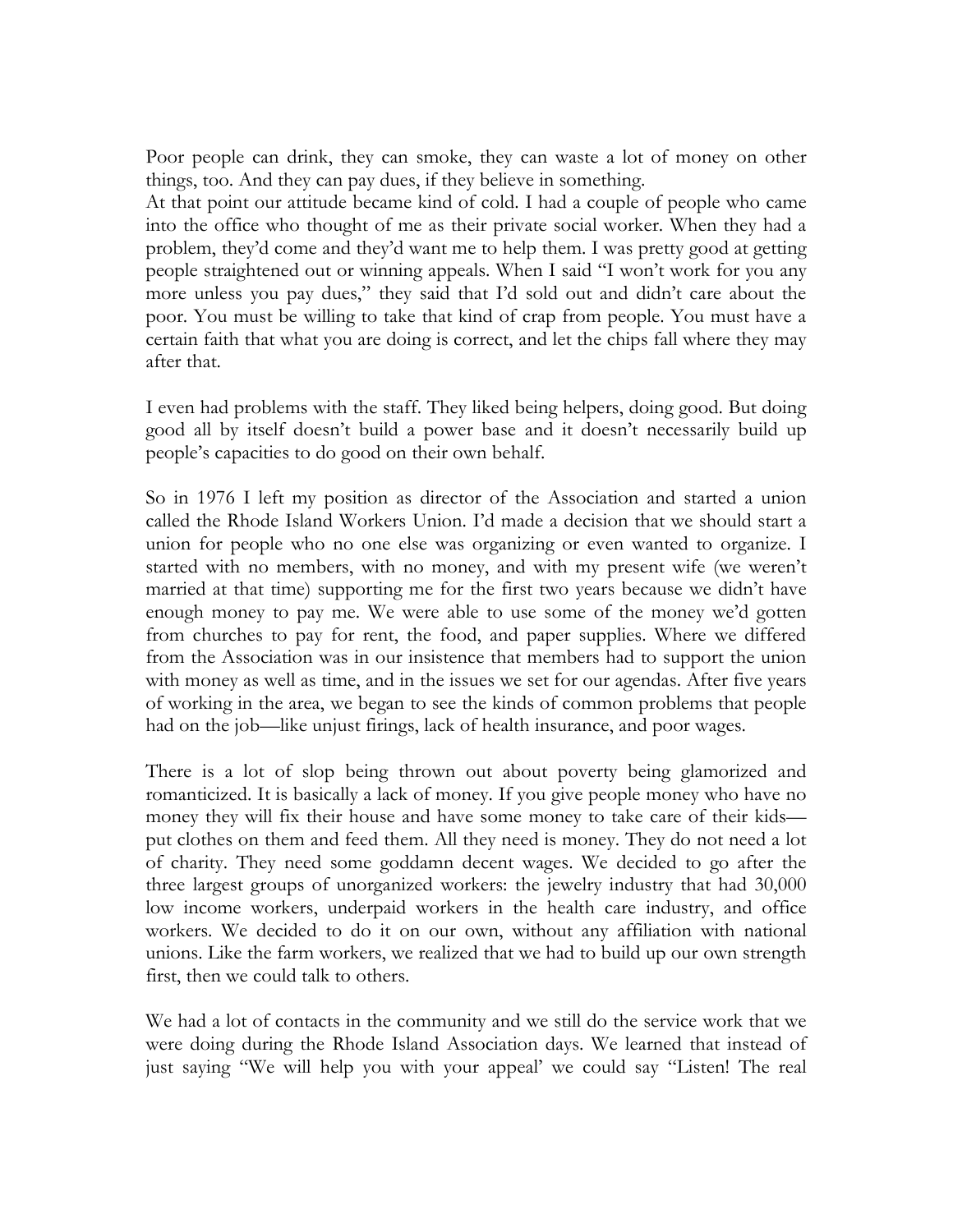Poor people can drink, they can smoke, they can waste a lot of money on other things, too. And they can pay dues, if they believe in something.
At that point our attitude became kind of cold. I had a couple of people who came into the office who thought of me as their private social worker. When they had a problem, they'd come and they'd want me to help them. I was pretty good at getting people straightened out or winning appeals. When I said "I won't work for you any more unless you pay dues," they said that I'd sold out and didn't care about the poor. You must be willing to take that kind of crap from people. You must have a certain faith that what you are doing is correct, and let the chips fall where they may after that.

I even had problems with the staff. They liked being helpers, doing good. But doing good all by itself doesn't build a power base and it doesn't necessarily build up people's capacities to do good on their own behalf.

So in 1976 I left my position as director of the Association and started a union called the Rhode Island Workers Union. I'd made a decision that we should start a union for people who no one else was organizing or even wanted to organize. I started with no members, with no money, and with my present wife (we weren't married at that time) supporting me for the first two years because we didn't have enough money to pay me. We were able to use some of the money we'd gotten from churches to pay for rent, the food, and paper supplies. Where we differed from the Association was in our insistence that members had to support the union with money as well as time, and in the issues we set for our agendas. After five years of working in the area, we began to see the kinds of common problems that people had on the job—like unjust firings, lack of health insurance, and poor wages.

There is a lot of slop being thrown out about poverty being glamorized and romanticized. It is basically a lack of money. If you give people money who have no money they will fix their house and have some money to take care of their kids—put clothes on them and feed them. All they need is money. They do not need a lot of charity. They need some goddamn decent wages. We decided to go after the three largest groups of unorganized workers: the jewelry industry that had 30,000 low income workers, underpaid workers in the health care industry, and office workers. We decided to do it on our own, without any affiliation with national unions. Like the farm workers, we realized that we had to build up our own strength first, then we could talk to others.

We had a lot of contacts in the community and we still do the service work that we were doing during the Rhode Island Association days. We learned that instead of just saying "We will help you with your appeal' we could say "Listen! The real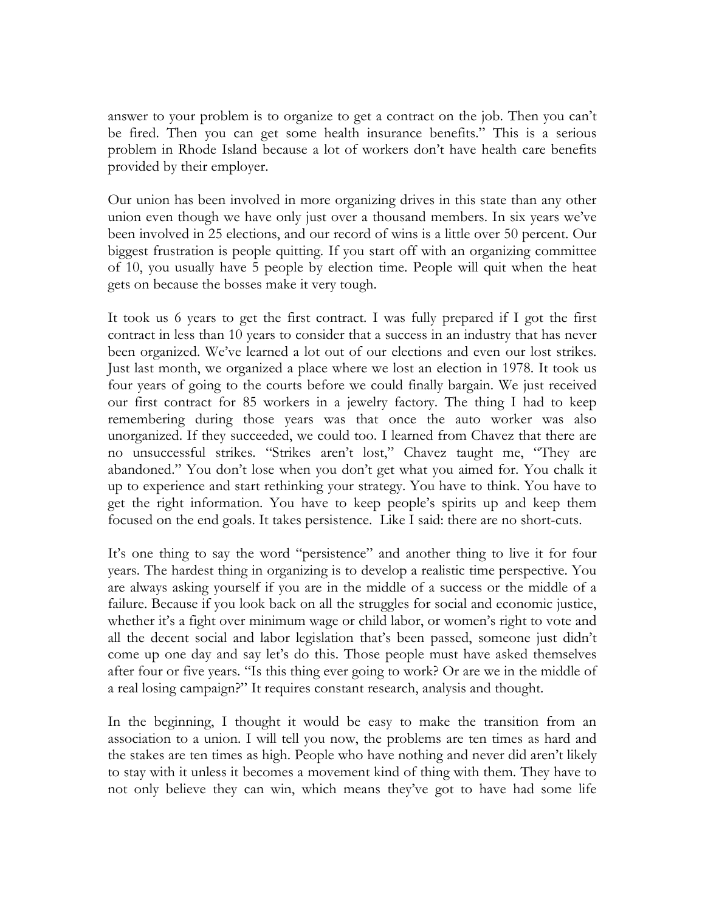answer to your problem is to organize to get a contract on the job. Then you can't be fired. Then you can get some health insurance benefits." This is a serious problem in Rhode Island because a lot of workers don't have health care benefits provided by their employer.

Our union has been involved in more organizing drives in this state than any other union even though we have only just over a thousand members. In six years we've been involved in 25 elections, and our record of wins is a little over 50 percent. Our biggest frustration is people quitting. If you start off with an organizing committee of 10, you usually have 5 people by election time. People will quit when the heat gets on because the bosses make it very tough.

It took us 6 years to get the first contract. I was fully prepared if I got the first contract in less than 10 years to consider that a success in an industry that has never been organized. We've learned a lot out of our elections and even our lost strikes. Just last month, we organized a place where we lost an election in 1978. It took us four years of going to the courts before we could finally bargain. We just received our first contract for 85 workers in a jewelry factory. The thing I had to keep remembering during those years was that once the auto worker was also unorganized. If they succeeded, we could too. I learned from Chavez that there are no unsuccessful strikes. "Strikes aren't lost," Chavez taught me, "They are abandoned." You don't lose when you don't get what you aimed for. You chalk it up to experience and start rethinking your strategy. You have to think. You have to get the right information. You have to keep people's spirits up and keep them focused on the end goals. It takes persistence. Like I said: there are no short-cuts.

It's one thing to say the word "persistence" and another thing to live it for four years. The hardest thing in organizing is to develop a realistic time perspective. You are always asking yourself if you are in the middle of a success or the middle of a failure. Because if you look back on all the struggles for social and economic justice, whether it's a fight over minimum wage or child labor, or women's right to vote and all the decent social and labor legislation that's been passed, someone just didn't come up one day and say let's do this. Those people must have asked themselves after four or five years. "Is this thing ever going to work? Or are we in the middle of a real losing campaign?" It requires constant research, analysis and thought.

In the beginning, I thought it would be easy to make the transition from an association to a union. I will tell you now, the problems are ten times as hard and the stakes are ten times as high. People who have nothing and never did aren't likely to stay with it unless it becomes a movement kind of thing with them. They have to not only believe they can win, which means they've got to have had some life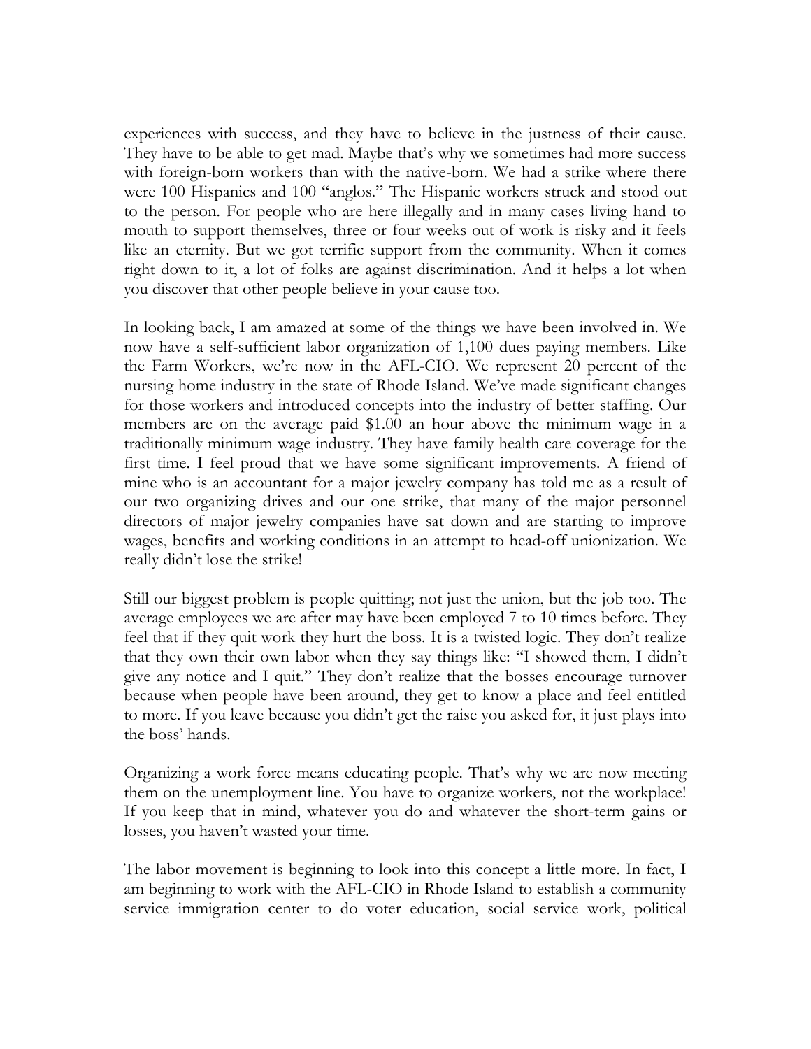experiences with success, and they have to believe in the justness of their cause. They have to be able to get mad. Maybe that's why we sometimes had more success with foreign-born workers than with the native-born. We had a strike where there were 100 Hispanics and 100 "anglos." The Hispanic workers struck and stood out to the person. For people who are here illegally and in many cases living hand to mouth to support themselves, three or four weeks out of work is risky and it feels like an eternity. But we got terrific support from the community. When it comes right down to it, a lot of folks are against discrimination. And it helps a lot when you discover that other people believe in your cause too.

In looking back, I am amazed at some of the things we have been involved in. We now have a self-sufficient labor organization of 1,100 dues paying members. Like the Farm Workers, we're now in the AFL-CIO. We represent 20 percent of the nursing home industry in the state of Rhode Island. We've made significant changes for those workers and introduced concepts into the industry of better staffing. Our members are on the average paid $1.00 an hour above the minimum wage in a traditionally minimum wage industry. They have family health care coverage for the first time. I feel proud that we have some significant improvements. A friend of mine who is an accountant for a major jewelry company has told me as a result of our two organizing drives and our one strike, that many of the major personnel directors of major jewelry companies have sat down and are starting to improve wages, benefits and working conditions in an attempt to head-off unionization. We really didn't lose the strike!

Still our biggest problem is people quitting; not just the union, but the job too. The average employees we are after may have been employed 7 to 10 times before. They feel that if they quit work they hurt the boss. It is a twisted logic. They don't realize that they own their own labor when they say things like: "I showed them, I didn't give any notice and I quit." They don't realize that the bosses encourage turnover because when people have been around, they get to know a place and feel entitled to more. If you leave because you didn't get the raise you asked for, it just plays into the boss' hands.

Organizing a work force means educating people. That's why we are now meeting them on the unemployment line. You have to organize workers, not the workplace! If you keep that in mind, whatever you do and whatever the short-term gains or losses, you haven't wasted your time.

The labor movement is beginning to look into this concept a little more. In fact, I am beginning to work with the AFL-CIO in Rhode Island to establish a community service immigration center to do voter education, social service work, political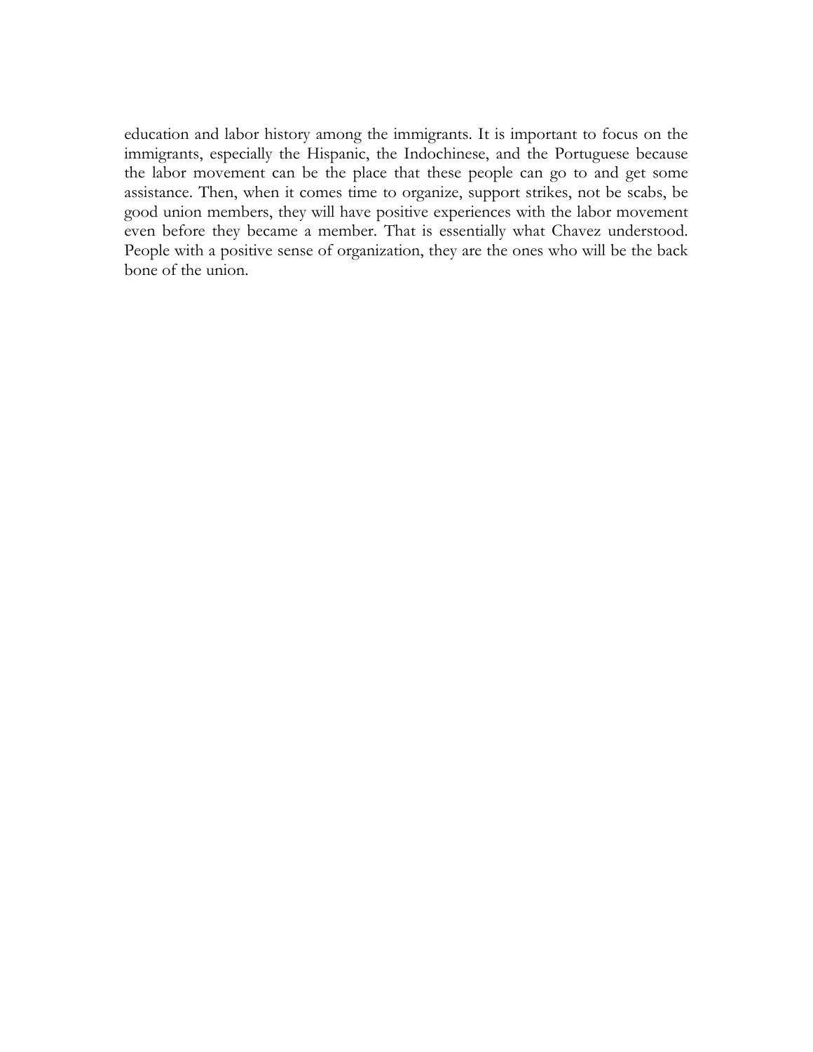education and labor history among the immigrants. It is important to focus on the immigrants, especially the Hispanic, the Indochinese, and the Portuguese because the labor movement can be the place that these people can go to and get some assistance. Then, when it comes time to organize, support strikes, not be scabs, be good union members, they will have positive experiences with the labor movement even before they became a member. That is essentially what Chavez understood. People with a positive sense of organization, they are the ones who will be the back bone of the union.